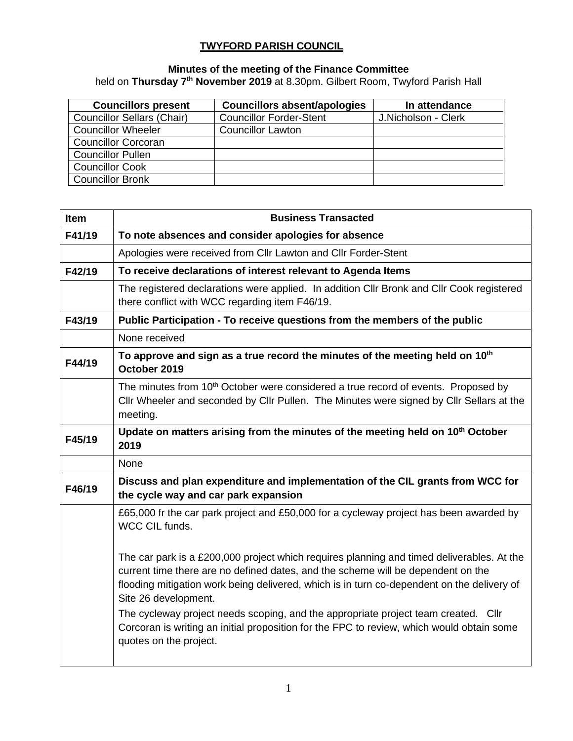# TWYFORD PARISH COUNCIL

**Minutes of the meeting of the Finance Committee**
held on **Thursday 7th November 2019** at 8.30pm. Gilbert Room, Twyford Parish Hall

| Councillors present | Councillors absent/apologies | In attendance |
|---|---|---|
| Councillor Sellars (Chair) | Councillor Forder-Stent | J.Nicholson - Clerk |
| Councillor Wheeler | Councillor Lawton | |
| Councillor Corcoran | | |
| Councillor Pullen | | |
| Councillor Cook | | |
| Councillor Bronk | | |

| Item | Business Transacted |
|---|---|
| **F41/19** | **To note absences and consider apologies for absence** |
| | Apologies were received from Cllr Lawton and Cllr Forder-Stent |
| **F42/19** | **To receive declarations of interest relevant to Agenda Items** |
| | The registered declarations were applied. In addition Cllr Bronk and Cllr Cook registered there conflict with WCC regarding item F46/19. |
| **F43/19** | **Public Participation - To receive questions from the members of the public** |
| | None received |
| **F44/19** | **To approve and sign as a true record the minutes of the meeting held on 10th October 2019** |
| | The minutes from 10th October were considered a true record of events. Proposed by Cllr Wheeler and seconded by Cllr Pullen. The Minutes were signed by Cllr Sellars at the meeting. |
| **F45/19** | **Update on matters arising from the minutes of the meeting held on 10th October 2019** |
| | None |
| **F46/19** | **Discuss and plan expenditure and implementation of the CIL grants from WCC for the cycle way and car park expansion** |
| | £65,000 fr the car park project and £50,000 for a cycleway project has been awarded by WCC CIL funds.<br><br>The car park is a £200,000 project which requires planning and timed deliverables. At the current time there are no defined dates, and the scheme will be dependent on the flooding mitigation work being delivered, which is in turn co-dependent on the delivery of Site 26 development.<br><br>The cycleway project needs scoping, and the appropriate project team created. Cllr Corcoran is writing an initial proposition for the FPC to review, which would obtain some quotes on the project. |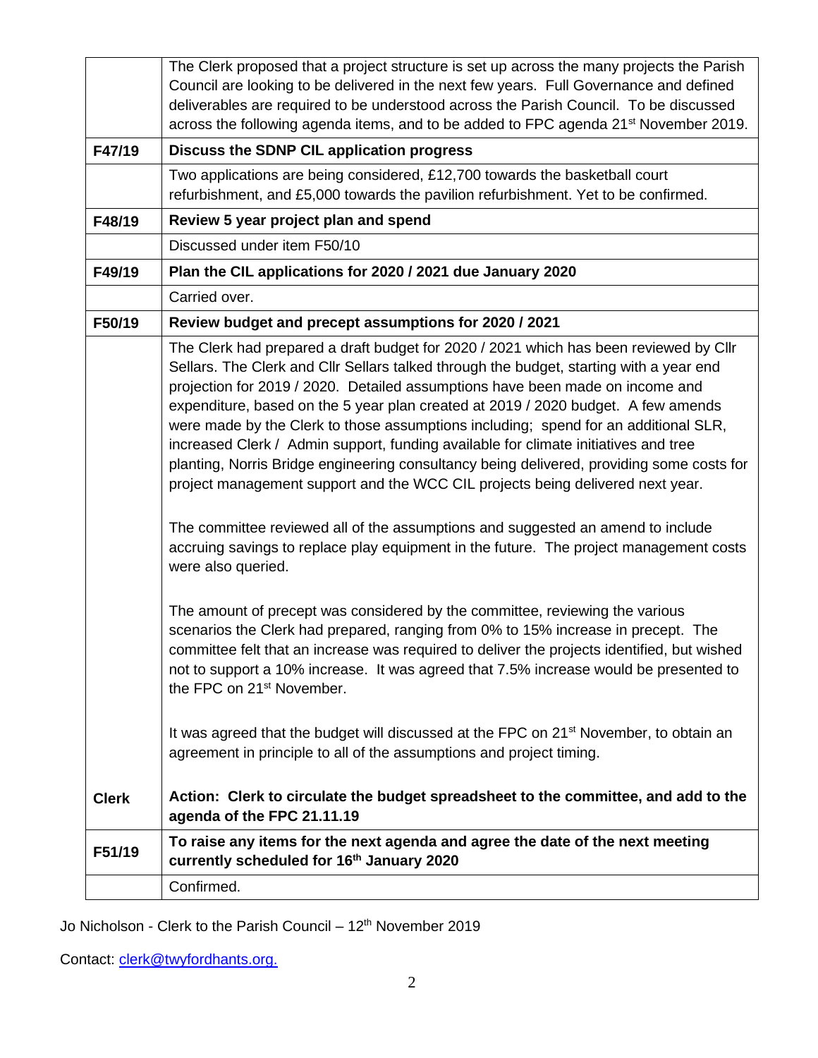| | |
|---|---|
| | The Clerk proposed that a project structure is set up across the many projects the Parish Council are looking to be delivered in the next few years. Full Governance and defined deliverables are required to be understood across the Parish Council. To be discussed across the following agenda items, and to be added to FPC agenda 21st November 2019. |
| **F47/19** | **Discuss the SDNP CIL application progress** |
| | Two applications are being considered, £12,700 towards the basketball court refurbishment, and £5,000 towards the pavilion refurbishment. Yet to be confirmed. |
| **F48/19** | **Review 5 year project plan and spend** |
| | Discussed under item F50/10 |
| **F49/19** | **Plan the CIL applications for 2020 / 2021 due January 2020** |
| | Carried over. |
| **F50/19** | **Review budget and precept assumptions for 2020 / 2021** |
| | The Clerk had prepared a draft budget for 2020 / 2021 which has been reviewed by Cllr Sellars. The Clerk and Cllr Sellars talked through the budget, starting with a year end projection for 2019 / 2020. Detailed assumptions have been made on income and expenditure, based on the 5 year plan created at 2019 / 2020 budget. A few amends were made by the Clerk to those assumptions including; spend for an additional SLR, increased Clerk / Admin support, funding available for climate initiatives and tree planting, Norris Bridge engineering consultancy being delivered, providing some costs for project management support and the WCC CIL projects being delivered next year.<br><br>The committee reviewed all of the assumptions and suggested an amend to include accruing savings to replace play equipment in the future. The project management costs were also queried.<br><br>The amount of precept was considered by the committee, reviewing the various scenarios the Clerk had prepared, ranging from 0% to 15% increase in precept. The committee felt that an increase was required to deliver the projects identified, but wished not to support a 10% increase. It was agreed that 7.5% increase would be presented to the FPC on 21st November.<br><br>It was agreed that the budget will discussed at the FPC on 21st November, to obtain an agreement in principle to all of the assumptions and project timing. |
| **Clerk** | **Action: Clerk to circulate the budget spreadsheet to the committee, and add to the agenda of the FPC 21.11.19** |
| **F51/19** | **To raise any items for the next agenda and agree the date of the next meeting currently scheduled for 16th January 2020** |
| | Confirmed. |

Jo Nicholson - Clerk to the Parish Council – 12th November 2019

Contact: clerk@twyfordhants.org.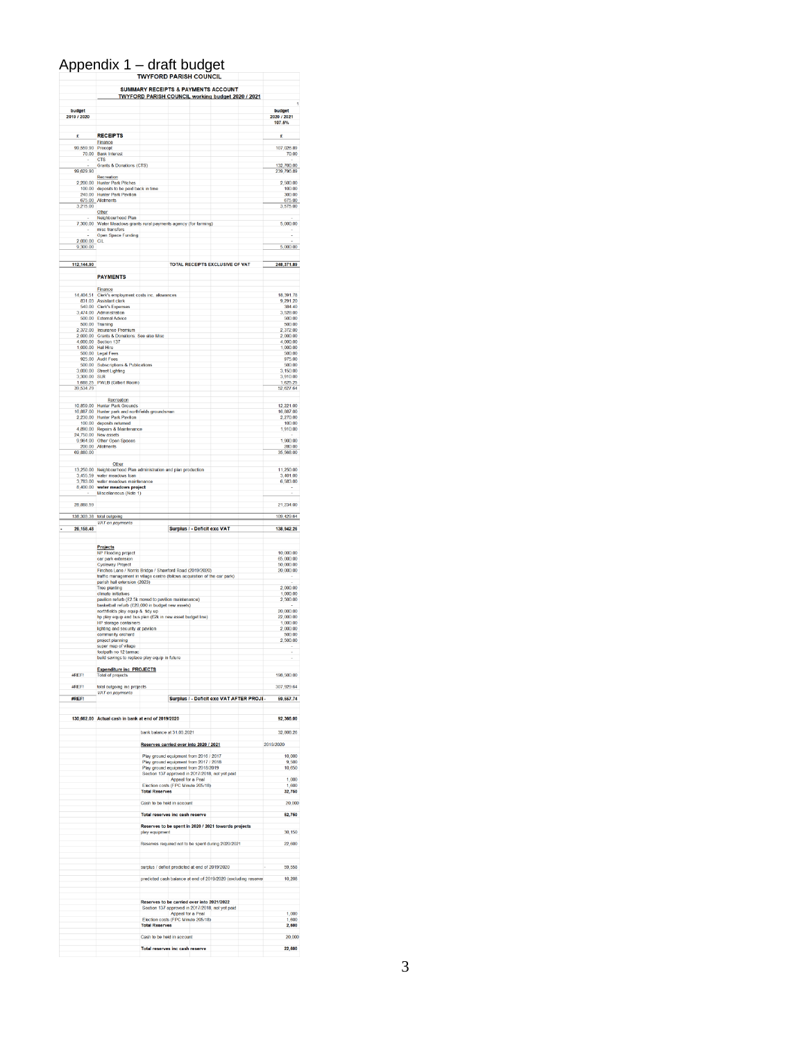# Appendix 1 – draft budget

**TWYFORD PARISH COUNCIL**

**SUMMARY RECEIPTS & PAYMENTS ACCOUNT**

**TWYFORD PARISH COUNCIL working budget 2020 / 2021**

| budget 2019 / 2020 | | budget 2020 / 2021 |
|---|---|---|
| | | 1 |
| | | 107.8% |
| £ | **RECEIPTS** | £ |
| | Finance | |
| 99,559.90 | Precept | 107,020.89 |
| 70.00 | Bank Interest | 70.00 |
| - | CTS | |
| - | Grants & Donations (CTS) | 132,700.00 |
| 99,629.90 | | 239,790.89 |
| | Recreation | |
| 2,200.00 | Hunter Park Pitches | 2,500.00 |
| 100.00 | deposits to be paid back in time | 100.00 |
| 240.00 | Hunter Park Pavilion | 300.00 |
| 675.00 | Allotments | 675.00 |
| 3,215.00 | | 3,575.00 |
| | Other | |
| - | Neighbourhood Plan | - |
| 7,300.00 | Water Meadows grants rural payments agency (for farming) | 5,000.00 |
| - | misc transfers | - |
| - | Open Space Funding | - |
| 2,000.00 | CIL | - |
| 9,300.00 | | 5,000.00 |
| 112,144.90 | **TOTAL RECEIPTS EXCLUSIVE OF VAT** | 248,371.89 |
| | **PAYMENTS** | |
| | Finance | |
| 14,404.51 | Clerk's employment costs inc. allowances | 18,391.78 |
| 831.03 | Assistant clerk | 9,291.20 |
| 540.00 | Clerk's Expenses | 384.40 |
| 3,474.00 | Administration | 3,528.00 |
| 500.00 | External Advice | 500.00 |
| 500.00 | Training | 500.00 |
| 2,372.00 | Insurance Premium | 2,372.00 |
| 2,000.00 | Grants & Donations. See also Misc | 2,000.00 |
| 4,000.00 | Section 137 | 4,000.00 |
| 1,000.00 | Hall Hire | 1,000.00 |
| 500.00 | Legal Fees | 500.00 |
| 925.00 | Audit Fees | 975.00 |
| 500.00 | Subscriptions & Publications | 500.00 |
| 3,000.00 | Street Lighting | 3,150.00 |
| 3,300.00 | SLR | 3,910.00 |
| 1,688.25 | PWLB (Gilbert Room) | 1,625.25 |
| 39,534.79 | | 52,627.64 |
| | Recreation | |
| 10,850.00 | Hunter Park Grounds | 12,221.00 |
| 16,887.00 | Hunter park and northfields groundsmen | 16,887.00 |
| 2,230.00 | Hunter Park Pavilion | 2,270.00 |
| 100.00 | deposits returned | 100.00 |
| 4,890.00 | Repairs & Maintenance | 1,910.00 |
| 24,750.00 | New assets | - |
| 9,964.00 | Other Open Spaces | 1,900.00 |
| 200.00 | Allotments | 280.00 |
| 69,880.00 | | 35,568.00 |
| | Other | |
| 13,250.00 | Neighbourhood Plan administration and plan production | 11,250.00 |
| 3,455.59 | water meadows loan | 3,401.00 |
| 3,783.00 | water meadows maintenance | 6,583.00 |
| 8,400.00 | **water meadows project** | - |
| - | Miscellaneous (Note 1) | - |
| 28,888.59 | | 21,234.00 |
| 138,303.38 | total outgoing | 109,429.64 |
| | *VAT on payments* | |
| - 26,158.48 | **Surplus / - Deficit exc VAT** | 138,942.26 |
| | **Projects** | |
| | NP Flooding project | 10,000.00 |
| | car park extension | 65,000.00 |
| | Cycleway Project | 50,000.00 |
| | Finches Lane / Norris Bridge / Shawford Road (2019/2020) | 20,000.00 |
| | traffic management in village centre (follows acquisition of the car park) | - |
| | parish hall extension (2023) | - |
| | Tree planting | 2,000.00 |
| | climate initiatives | 1,000.00 |
| | pavilion refurb (£2.5k moved to pavilion maintenance) | 2,500.00 |
| | basketball refurb (£20,000 in budget new assets) | - |
| | northfields play equip & tidy up | 20,000.00 |
| | hp play equip and bus plan (£8k in new asset budget line) | 22,000.00 |
| | HP storage containers | 1,000.00 |
| | lighting and security at pavilion | 2,000.00 |
| | community orchard | 500.00 |
| | project planning | 2,500.00 |
| | super map of village | - |
| | footpath no 12 tarmac | - |
| | build savings to replace play equip in future | - |
| | **Expenditure inc PROJECTS** | |
| #REF! | Total of projects | 198,500.00 |
| #REF! | total outgoing inc projects | 307,929.64 |
| | *VAT on payments* | |
| #REF! | **Surplus / - Deficit exc VAT AFTER PROJE-** | 59,557.74 |
| 130,602.00 | **Actual cash in bank at end of 2019/2020** | 92,366.00 |
| | bank balance at 31.03.2021 | 32,808.26 |
| | **Reserves carried over into 2020 / 2021** | 2019/2020 |
| | Play ground equipment from 2016 / 2017 | 10,000 |
| | Play ground equipment from 2017 / 2018 | 9,500 |
| | Play ground equipment from 2018/2019 | 10,650 |
| | Section 137 approved in 2017/2018, not yet paid | |
| | Appeal for a Peal | 1,000 |
| | Election costs (FPC Minute 205/18) | 1,600 |
| | **Total Reserves** | 32,750 |
| | Cash to be held in account | 20,000 |
| | **Total reserves inc cash reserve** | 52,750 |
| | **Reserves to be spent in 2020 / 2021 towards projects** | |
| | play equipment | 30,150 |
| | Reserves required not to be spent during 2020/2021 | 22,600 |
| | surplus / deficit predicted at end of 2019/2020 | - 59,558 |
| | predicted cash balance at end of 2019/2020 (excluding reserve | 10,208 |
| | **Reserves to be carried over into 2021/2022** | |
| | Section 137 approved in 2017/2018, not yet paid | |
| | Appeal for a Peal | 1,000 |
| | Election costs (FPC Minute 205/18) | 1,600 |
| | **Total Reserves** | 2,600 |
| | Cash to be held in account | 20,000 |
| | **Total reserves inc cash reserve** | 22,600 |